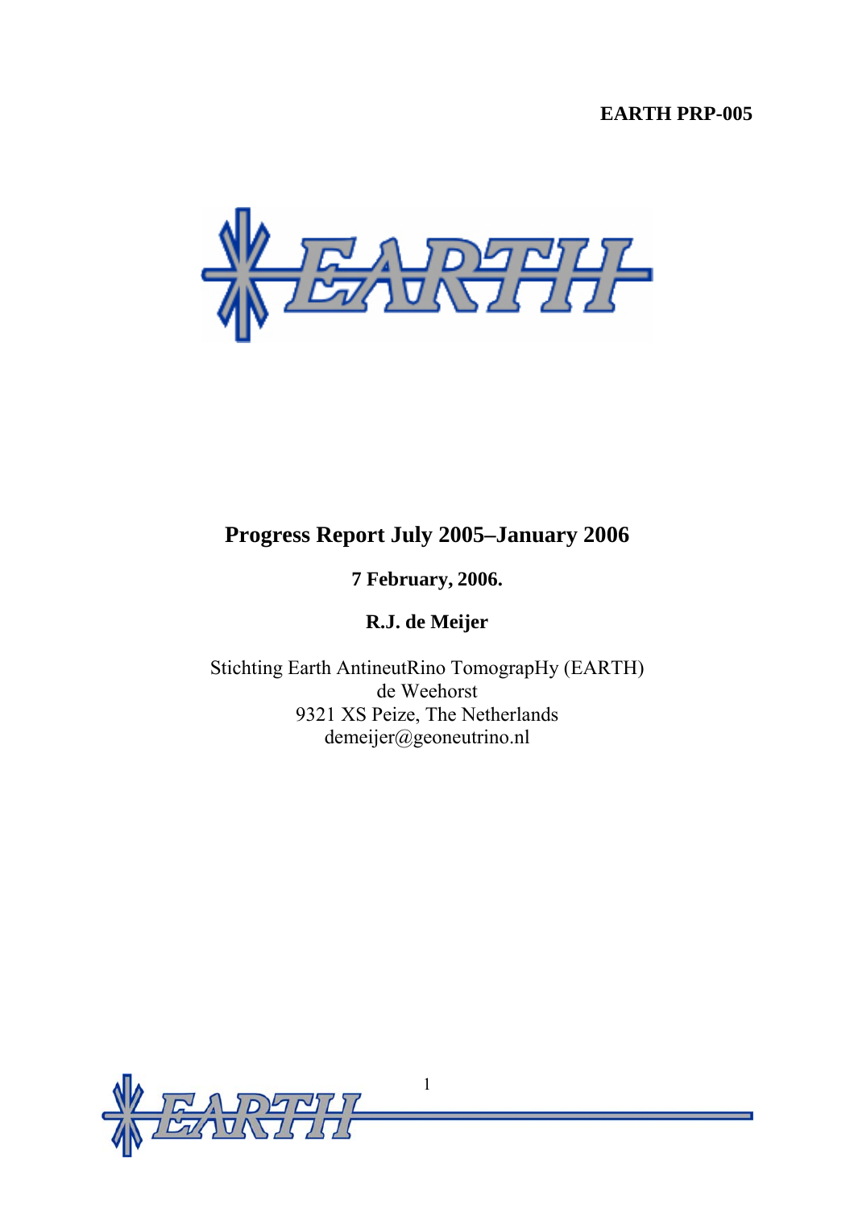**EARTH PRP-005**

# Progress Report July 2005–January 2006

**7 February, 2006.**

**R.J. de Meijer**

Stichting Earth AntineutRino TomograpHy (EARTH)
de Weehorst
9321 XS Peize, The Netherlands
demeijer@geoneutrino.nl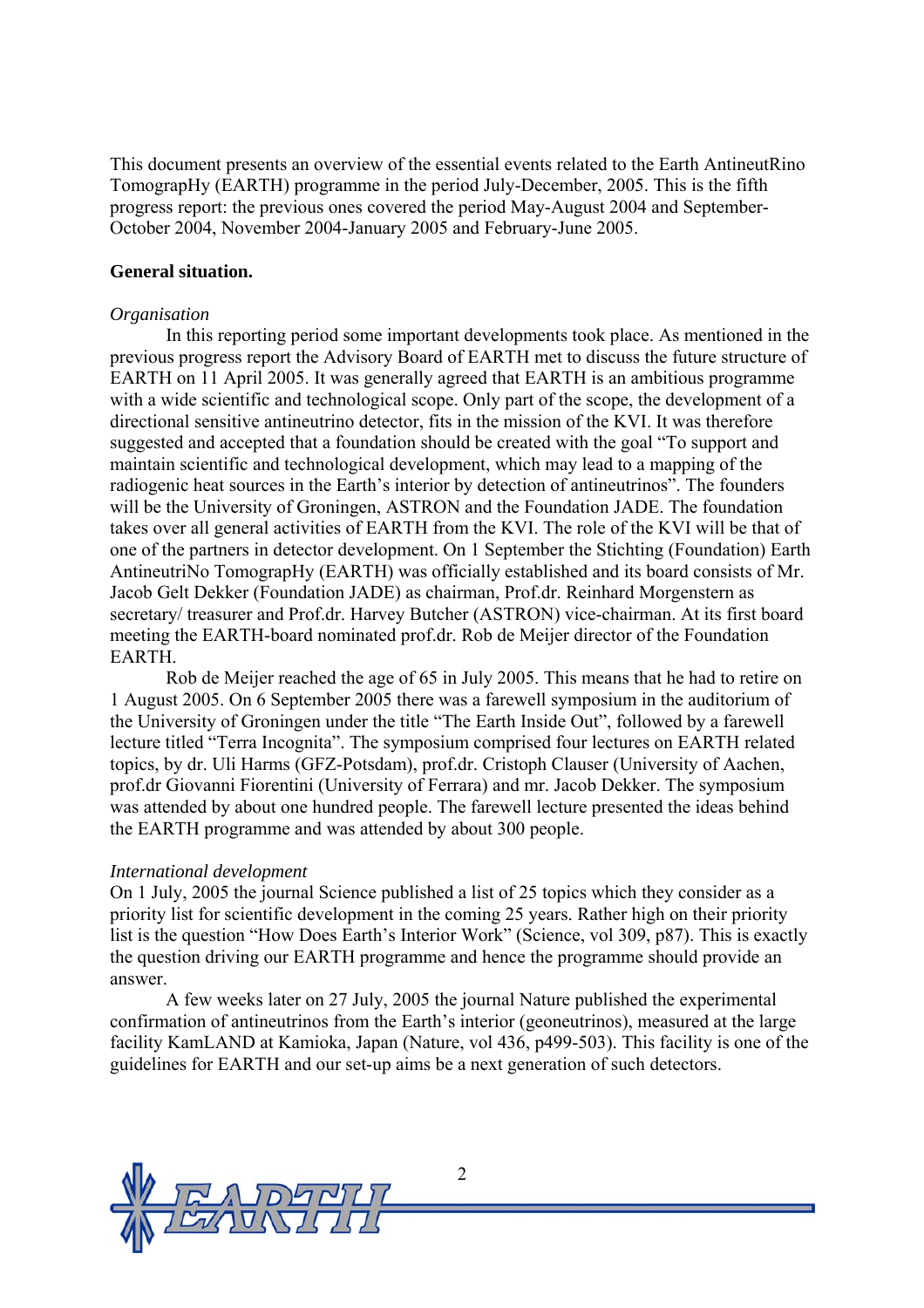This document presents an overview of the essential events related to the Earth AntineutRino TomograpHy (EARTH) programme in the period July-December, 2005. This is the fifth progress report: the previous ones covered the period May-August 2004 and September-October 2004, November 2004-January 2005 and February-June 2005.

**General situation.**

*Organisation*

In this reporting period some important developments took place. As mentioned in the previous progress report the Advisory Board of EARTH met to discuss the future structure of EARTH on 11 April 2005. It was generally agreed that EARTH is an ambitious programme with a wide scientific and technological scope. Only part of the scope, the development of a directional sensitive antineutrino detector, fits in the mission of the KVI. It was therefore suggested and accepted that a foundation should be created with the goal "To support and maintain scientific and technological development, which may lead to a mapping of the radiogenic heat sources in the Earth's interior by detection of antineutrinos". The founders will be the University of Groningen, ASTRON and the Foundation JADE. The foundation takes over all general activities of EARTH from the KVI. The role of the KVI will be that of one of the partners in detector development. On 1 September the Stichting (Foundation) Earth AntineutriNo TomograpHy (EARTH) was officially established and its board consists of Mr. Jacob Gelt Dekker (Foundation JADE) as chairman, Prof.dr. Reinhard Morgenstern as secretary/ treasurer and Prof.dr. Harvey Butcher (ASTRON) vice-chairman. At its first board meeting the EARTH-board nominated prof.dr. Rob de Meijer director of the Foundation EARTH.

Rob de Meijer reached the age of 65 in July 2005. This means that he had to retire on 1 August 2005. On 6 September 2005 there was a farewell symposium in the auditorium of the University of Groningen under the title "The Earth Inside Out", followed by a farewell lecture titled "Terra Incognita". The symposium comprised four lectures on EARTH related topics, by dr. Uli Harms (GFZ-Potsdam), prof.dr. Cristoph Clauser (University of Aachen, prof.dr Giovanni Fiorentini (University of Ferrara) and mr. Jacob Dekker. The symposium was attended by about one hundred people. The farewell lecture presented the ideas behind the EARTH programme and was attended by about 300 people.

*International development*

On 1 July, 2005 the journal Science published a list of 25 topics which they consider as a priority list for scientific development in the coming 25 years. Rather high on their priority list is the question "How Does Earth's Interior Work" (Science, vol 309, p87). This is exactly the question driving our EARTH programme and hence the programme should provide an answer.

A few weeks later on 27 July, 2005 the journal Nature published the experimental confirmation of antineutrinos from the Earth's interior (geoneutrinos), measured at the large facility KamLAND at Kamioka, Japan (Nature, vol 436, p499-503). This facility is one of the guidelines for EARTH and our set-up aims be a next generation of such detectors.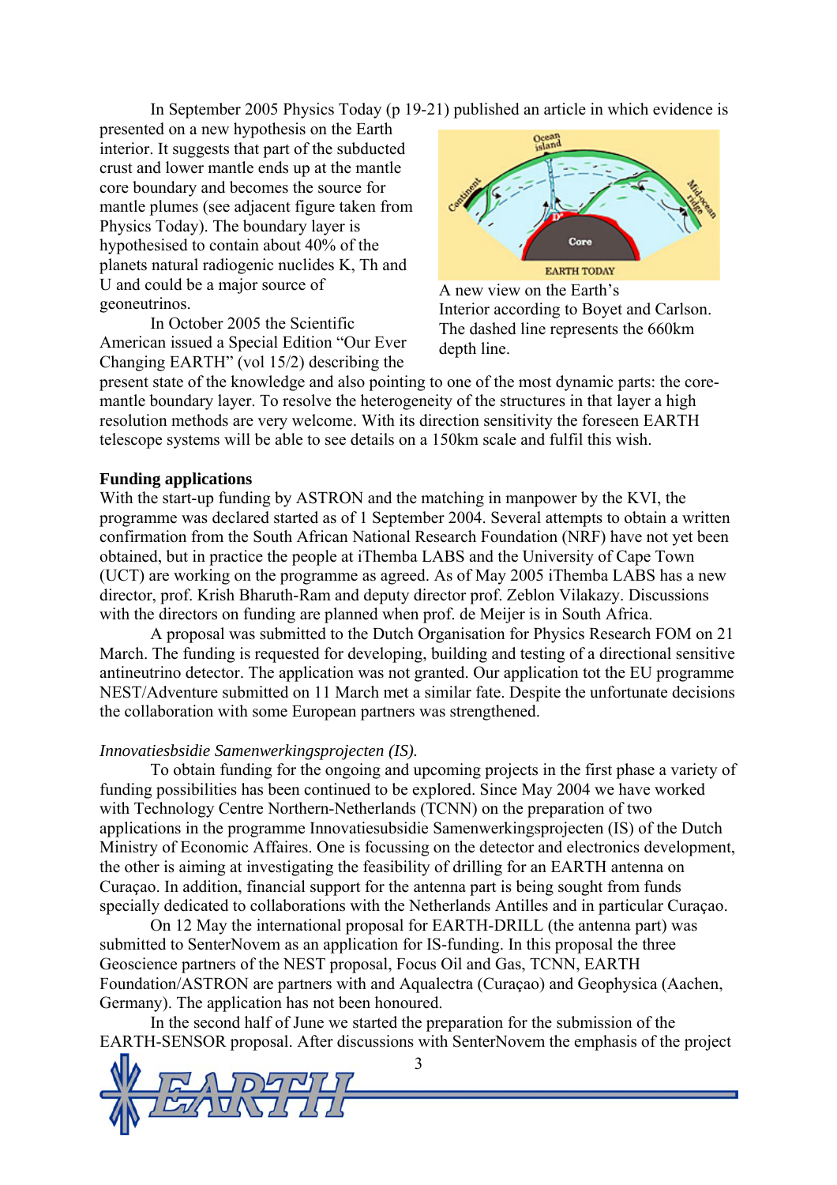In September 2005 Physics Today (p 19-21) published an article in which evidence is presented on a new hypothesis on the Earth interior. It suggests that part of the subducted crust and lower mantle ends up at the mantle core boundary and becomes the source for mantle plumes (see adjacent figure taken from Physics Today). The boundary layer is hypothesised to contain about 40% of the planets natural radiogenic nuclides K, Th and U and could be a major source of geoneutrinos.

A new view on the Earth's Interior according to Boyet and Carlson. The dashed line represents the 660km depth line.

In October 2005 the Scientific American issued a Special Edition "Our Ever Changing EARTH" (vol 15/2) describing the present state of the knowledge and also pointing to one of the most dynamic parts: the core-mantle boundary layer. To resolve the heterogeneity of the structures in that layer a high resolution methods are very welcome. With its direction sensitivity the foreseen EARTH telescope systems will be able to see details on a 150km scale and fulfil this wish.

**Funding applications**

With the start-up funding by ASTRON and the matching in manpower by the KVI, the programme was declared started as of 1 September 2004. Several attempts to obtain a written confirmation from the South African National Research Foundation (NRF) have not yet been obtained, but in practice the people at iThemba LABS and the University of Cape Town (UCT) are working on the programme as agreed. As of May 2005 iThemba LABS has a new director, prof. Krish Bharuth-Ram and deputy director prof. Zeblon Vilakazy. Discussions with the directors on funding are planned when prof. de Meijer is in South Africa.

A proposal was submitted to the Dutch Organisation for Physics Research FOM on 21 March. The funding is requested for developing, building and testing of a directional sensitive antineutrino detector. The application was not granted. Our application tot the EU programme NEST/Adventure submitted on 11 March met a similar fate. Despite the unfortunate decisions the collaboration with some European partners was strengthened.

*Innovatiesbsidie Samenwerkingsprojecten (IS).*

To obtain funding for the ongoing and upcoming projects in the first phase a variety of funding possibilities has been continued to be explored. Since May 2004 we have worked with Technology Centre Northern-Netherlands (TCNN) on the preparation of two applications in the programme Innovatiesubsidie Samenwerkingsprojecten (IS) of the Dutch Ministry of Economic Affaires. One is focussing on the detector and electronics development, the other is aiming at investigating the feasibility of drilling for an EARTH antenna on Curaçao. In addition, financial support for the antenna part is being sought from funds specially dedicated to collaborations with the Netherlands Antilles and in particular Curaçao.

On 12 May the international proposal for EARTH-DRILL (the antenna part) was submitted to SenterNovem as an application for IS-funding. In this proposal the three Geoscience partners of the NEST proposal, Focus Oil and Gas, TCNN, EARTH Foundation/ASTRON are partners with and Aqualectra (Curaçao) and Geophysica (Aachen, Germany). The application has not been honoured.

In the second half of June we started the preparation for the submission of the EARTH-SENSOR proposal. After discussions with SenterNovem the emphasis of the project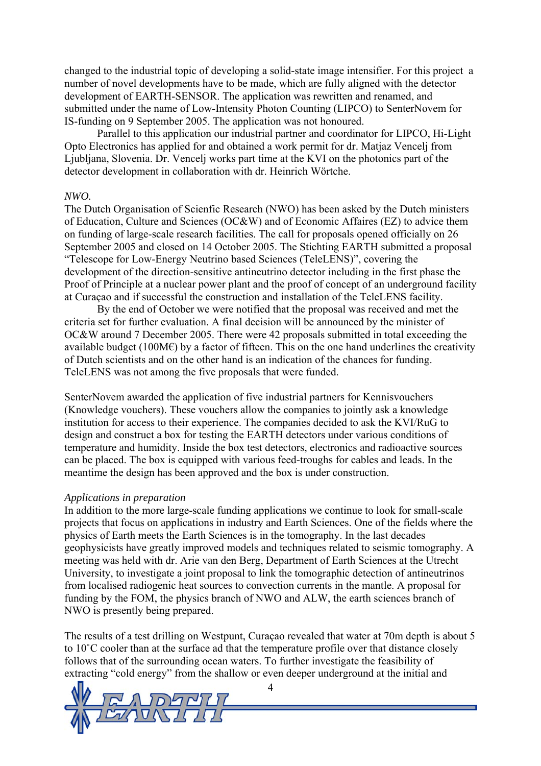changed to the industrial topic of developing a solid-state image intensifier. For this project a number of novel developments have to be made, which are fully aligned with the detector development of EARTH-SENSOR. The application was rewritten and renamed, and submitted under the name of Low-Intensity Photon Counting (LIPCO) to SenterNovem for IS-funding on 9 September 2005. The application was not honoured.

Parallel to this application our industrial partner and coordinator for LIPCO, Hi-Light Opto Electronics has applied for and obtained a work permit for dr. Matjaz Vencelj from Ljubljana, Slovenia. Dr. Vencelj works part time at the KVI on the photonics part of the detector development in collaboration with dr. Heinrich Wörtche.

*NWO.*

The Dutch Organisation of Scienfic Research (NWO) has been asked by the Dutch ministers of Education, Culture and Sciences (OC&W) and of Economic Affaires (EZ) to advice them on funding of large-scale research facilities. The call for proposals opened officially on 26 September 2005 and closed on 14 October 2005. The Stichting EARTH submitted a proposal "Telescope for Low-Energy Neutrino based Sciences (TeleLENS)", covering the development of the direction-sensitive antineutrino detector including in the first phase the Proof of Principle at a nuclear power plant and the proof of concept of an underground facility at Curaçao and if successful the construction and installation of the TeleLENS facility.

By the end of October we were notified that the proposal was received and met the criteria set for further evaluation. A final decision will be announced by the minister of OC&W around 7 December 2005. There were 42 proposals submitted in total exceeding the available budget (100M€) by a factor of fifteen. This on the one hand underlines the creativity of Dutch scientists and on the other hand is an indication of the chances for funding. TeleLENS was not among the five proposals that were funded.

SenterNovem awarded the application of five industrial partners for Kennisvouchers (Knowledge vouchers). These vouchers allow the companies to jointly ask a knowledge institution for access to their experience. The companies decided to ask the KVI/RuG to design and construct a box for testing the EARTH detectors under various conditions of temperature and humidity. Inside the box test detectors, electronics and radioactive sources can be placed. The box is equipped with various feed-troughs for cables and leads. In the meantime the design has been approved and the box is under construction.

*Applications in preparation*

In addition to the more large-scale funding applications we continue to look for small-scale projects that focus on applications in industry and Earth Sciences. One of the fields where the physics of Earth meets the Earth Sciences is in the tomography. In the last decades geophysicists have greatly improved models and techniques related to seismic tomography. A meeting was held with dr. Arie van den Berg, Department of Earth Sciences at the Utrecht University, to investigate a joint proposal to link the tomographic detection of antineutrinos from localised radiogenic heat sources to convection currents in the mantle. A proposal for funding by the FOM, the physics branch of NWO and ALW, the earth sciences branch of NWO is presently being prepared.

The results of a test drilling on Westpunt, Curaçao revealed that water at 70m depth is about 5 to 10˚C cooler than at the surface ad that the temperature profile over that distance closely follows that of the surrounding ocean waters. To further investigate the feasibility of extracting "cold energy" from the shallow or even deeper underground at the initial and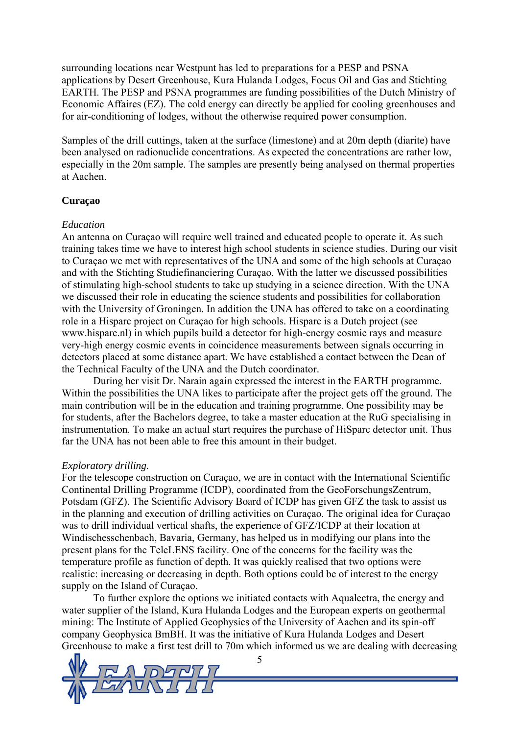surrounding locations near Westpunt has led to preparations for a PESP and PSNA applications by Desert Greenhouse, Kura Hulanda Lodges, Focus Oil and Gas and Stichting EARTH. The PESP and PSNA programmes are funding possibilities of the Dutch Ministry of Economic Affaires (EZ). The cold energy can directly be applied for cooling greenhouses and for air-conditioning of lodges, without the otherwise required power consumption.

Samples of the drill cuttings, taken at the surface (limestone) and at 20m depth (diarite) have been analysed on radionuclide concentrations. As expected the concentrations are rather low, especially in the 20m sample. The samples are presently being analysed on thermal properties at Aachen.

**Curaçao**

*Education*

An antenna on Curaçao will require well trained and educated people to operate it. As such training takes time we have to interest high school students in science studies. During our visit to Curaçao we met with representatives of the UNA and some of the high schools at Curaçao and with the Stichting Studiefinanciering Curaçao. With the latter we discussed possibilities of stimulating high-school students to take up studying in a science direction. With the UNA we discussed their role in educating the science students and possibilities for collaboration with the University of Groningen. In addition the UNA has offered to take on a coordinating role in a Hisparc project on Curaçao for high schools. Hisparc is a Dutch project (see www.hisparc.nl) in which pupils build a detector for high-energy cosmic rays and measure very-high energy cosmic events in coincidence measurements between signals occurring in detectors placed at some distance apart. We have established a contact between the Dean of the Technical Faculty of the UNA and the Dutch coordinator.

During her visit Dr. Narain again expressed the interest in the EARTH programme. Within the possibilities the UNA likes to participate after the project gets off the ground. The main contribution will be in the education and training programme. One possibility may be for students, after the Bachelors degree, to take a master education at the RuG specialising in instrumentation. To make an actual start requires the purchase of HiSparc detector unit. Thus far the UNA has not been able to free this amount in their budget.

*Exploratory drilling.*

For the telescope construction on Curaçao, we are in contact with the International Scientific Continental Drilling Programme (ICDP), coordinated from the GeoForschungsZentrum, Potsdam (GFZ). The Scientific Advisory Board of ICDP has given GFZ the task to assist us in the planning and execution of drilling activities on Curaçao. The original idea for Curaçao was to drill individual vertical shafts, the experience of GFZ/ICDP at their location at Windischesschenbach, Bavaria, Germany, has helped us in modifying our plans into the present plans for the TeleLENS facility. One of the concerns for the facility was the temperature profile as function of depth. It was quickly realised that two options were realistic: increasing or decreasing in depth. Both options could be of interest to the energy supply on the Island of Curaçao.

To further explore the options we initiated contacts with Aqualectra, the energy and water supplier of the Island, Kura Hulanda Lodges and the European experts on geothermal mining: The Institute of Applied Geophysics of the University of Aachen and its spin-off company Geophysica BmBH. It was the initiative of Kura Hulanda Lodges and Desert Greenhouse to make a first test drill to 70m which informed us we are dealing with decreasing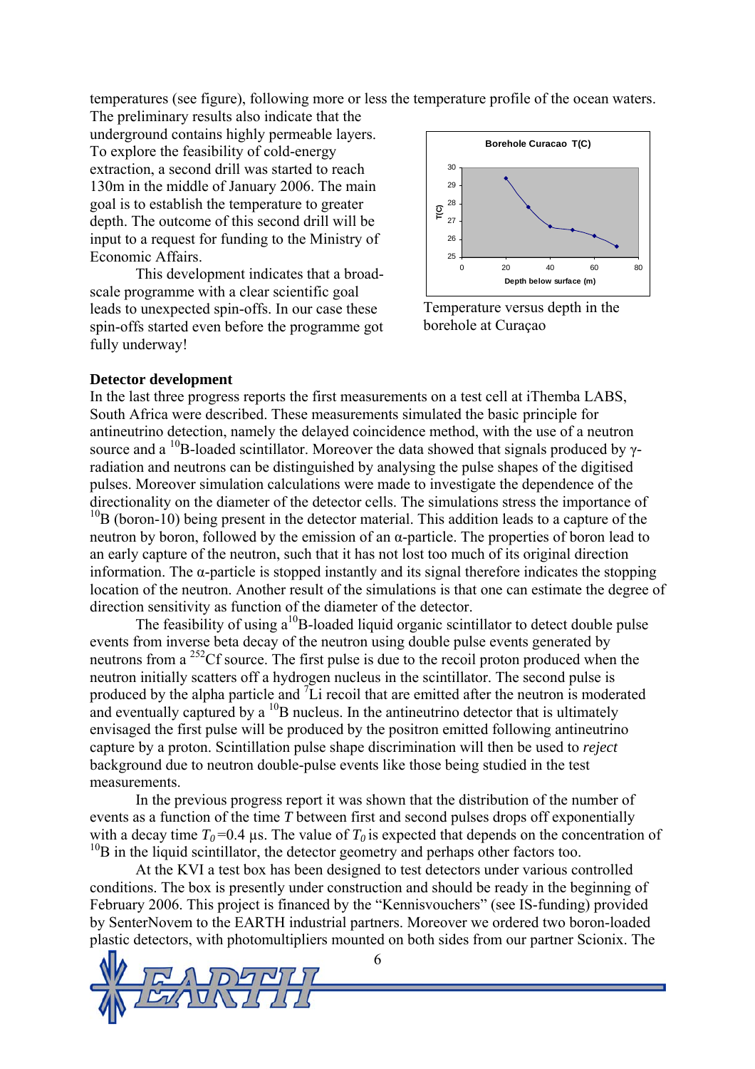temperatures (see figure), following more or less the temperature profile of the ocean waters. The preliminary results also indicate that the underground contains highly permeable layers. To explore the feasibility of cold-energy extraction, a second drill was started to reach 130m in the middle of January 2006. The main goal is to establish the temperature to greater depth. The outcome of this second drill will be input to a request for funding to the Ministry of Economic Affairs.

This development indicates that a broad-scale programme with a clear scientific goal leads to unexpected spin-offs. In our case these spin-offs started even before the programme got fully underway!

Temperature versus depth in the borehole at Curaçao

## Detector development

In the last three progress reports the first measurements on a test cell at iThemba LABS, South Africa were described. These measurements simulated the basic principle for antineutrino detection, namely the delayed coincidence method, with the use of a neutron source and a $^{10}$B-loaded scintillator. Moreover the data showed that signals produced by γ-radiation and neutrons can be distinguished by analysing the pulse shapes of the digitised pulses. Moreover simulation calculations were made to investigate the dependence of the directionality on the diameter of the detector cells. The simulations stress the importance of $^{10}$B (boron-10) being present in the detector material. This addition leads to a capture of the neutron by boron, followed by the emission of an α-particle. The properties of boron lead to an early capture of the neutron, such that it has not lost too much of its original direction information. The α-particle is stopped instantly and its signal therefore indicates the stopping location of the neutron. Another result of the simulations is that one can estimate the degree of direction sensitivity as function of the diameter of the detector.

The feasibility of using a $^{10}$B-loaded liquid organic scintillator to detect double pulse events from inverse beta decay of the neutron using double pulse events generated by neutrons from a $^{252}$Cf source. The first pulse is due to the recoil proton produced when the neutron initially scatters off a hydrogen nucleus in the scintillator. The second pulse is produced by the alpha particle and $^{7}$Li recoil that are emitted after the neutron is moderated and eventually captured by a $^{10}$B nucleus. In the antineutrino detector that is ultimately envisaged the first pulse will be produced by the positron emitted following antineutrino capture by a proton. Scintillation pulse shape discrimination will then be used to *reject* background due to neutron double-pulse events like those being studied in the test measurements.

In the previous progress report it was shown that the distribution of the number of events as a function of the time $T$ between first and second pulses drops off exponentially with a decay time $T_0$=0.4 μs. The value of $T_0$ is expected that depends on the concentration of $^{10}$B in the liquid scintillator, the detector geometry and perhaps other factors too.

At the KVI a test box has been designed to test detectors under various controlled conditions. The box is presently under construction and should be ready in the beginning of February 2006. This project is financed by the "Kennisvouchers" (see IS-funding) provided by SenterNovem to the EARTH industrial partners. Moreover we ordered two boron-loaded plastic detectors, with photomultipliers mounted on both sides from our partner Scionix. The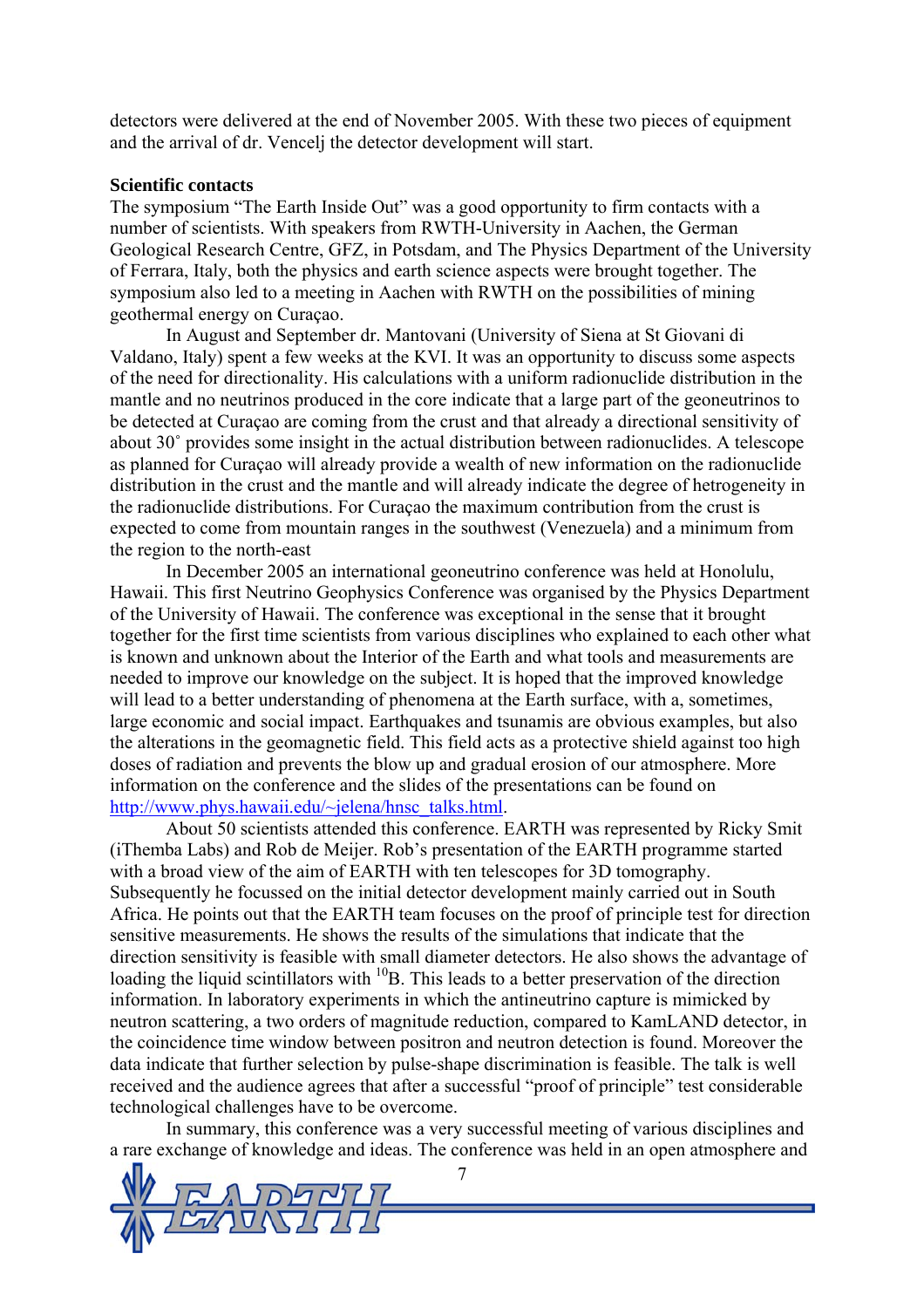detectors were delivered at the end of November 2005. With these two pieces of equipment and the arrival of dr. Vencelj the detector development will start.

**Scientific contacts**

The symposium “The Earth Inside Out” was a good opportunity to firm contacts with a number of scientists. With speakers from RWTH-University in Aachen, the German Geological Research Centre, GFZ, in Potsdam, and The Physics Department of the University of Ferrara, Italy, both the physics and earth science aspects were brought together. The symposium also led to a meeting in Aachen with RWTH on the possibilities of mining geothermal energy on Curaçao.

In August and September dr. Mantovani (University of Siena at St Giovani di Valdano, Italy) spent a few weeks at the KVI. It was an opportunity to discuss some aspects of the need for directionality. His calculations with a uniform radionuclide distribution in the mantle and no neutrinos produced in the core indicate that a large part of the geoneutrinos to be detected at Curaçao are coming from the crust and that already a directional sensitivity of about 30˚ provides some insight in the actual distribution between radionuclides. A telescope as planned for Curaçao will already provide a wealth of new information on the radionuclide distribution in the crust and the mantle and will already indicate the degree of hetrogeneity in the radionuclide distributions. For Curaçao the maximum contribution from the crust is expected to come from mountain ranges in the southwest (Venezuela) and a minimum from the region to the north-east

In December 2005 an international geoneutrino conference was held at Honolulu, Hawaii. This first Neutrino Geophysics Conference was organised by the Physics Department of the University of Hawaii. The conference was exceptional in the sense that it brought together for the first time scientists from various disciplines who explained to each other what is known and unknown about the Interior of the Earth and what tools and measurements are needed to improve our knowledge on the subject. It is hoped that the improved knowledge will lead to a better understanding of phenomena at the Earth surface, with a, sometimes, large economic and social impact. Earthquakes and tsunamis are obvious examples, but also the alterations in the geomagnetic field. This field acts as a protective shield against too high doses of radiation and prevents the blow up and gradual erosion of our atmosphere. More information on the conference and the slides of the presentations can be found on http://www.phys.hawaii.edu/~jelena/hnsc_talks.html.

About 50 scientists attended this conference. EARTH was represented by Ricky Smit (iThemba Labs) and Rob de Meijer. Rob’s presentation of the EARTH programme started with a broad view of the aim of EARTH with ten telescopes for 3D tomography. Subsequently he focussed on the initial detector development mainly carried out in South Africa. He points out that the EARTH team focuses on the proof of principle test for direction sensitive measurements. He shows the results of the simulations that indicate that the direction sensitivity is feasible with small diameter detectors. He also shows the advantage of loading the liquid scintillators with $^{10}$B. This leads to a better preservation of the direction information. In laboratory experiments in which the antineutrino capture is mimicked by neutron scattering, a two orders of magnitude reduction, compared to KamLAND detector, in the coincidence time window between positron and neutron detection is found. Moreover the data indicate that further selection by pulse-shape discrimination is feasible. The talk is well received and the audience agrees that after a successful “proof of principle” test considerable technological challenges have to be overcome.

In summary, this conference was a very successful meeting of various disciplines and a rare exchange of knowledge and ideas. The conference was held in an open atmosphere and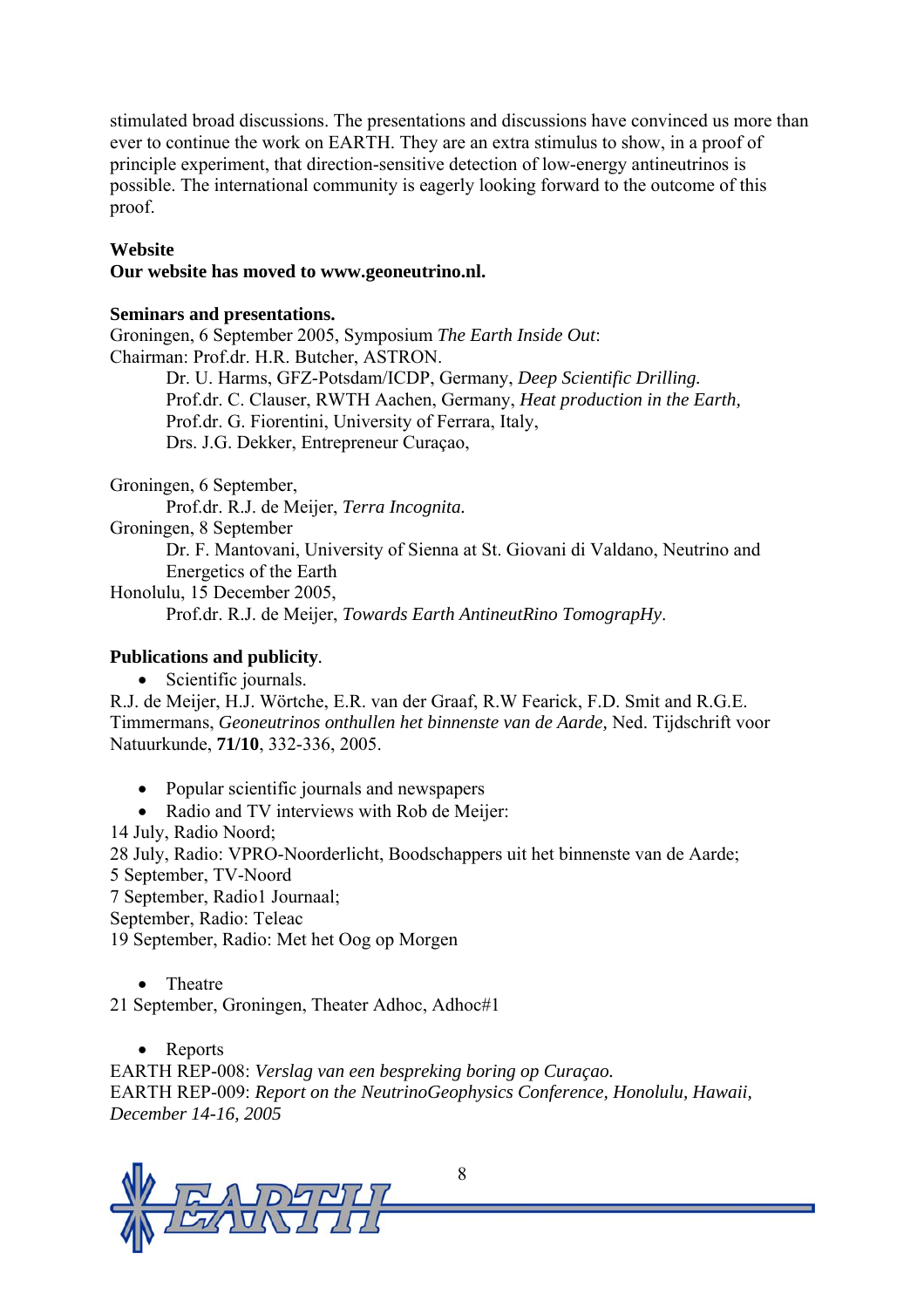stimulated broad discussions. The presentations and discussions have convinced us more than ever to continue the work on EARTH. They are an extra stimulus to show, in a proof of principle experiment, that direction-sensitive detection of low-energy antineutrinos is possible. The international community is eagerly looking forward to the outcome of this proof.

**Website**

**Our website has moved to www.geoneutrino.nl.**

**Seminars and presentations.**

Groningen, 6 September 2005, Symposium *The Earth Inside Out*:
Chairman: Prof.dr. H.R. Butcher, ASTRON.

> Dr. U. Harms, GFZ-Potsdam/ICDP, Germany, *Deep Scientific Drilling.*
> Prof.dr. C. Clauser, RWTH Aachen, Germany, *Heat production in the Earth,*
> Prof.dr. G. Fiorentini, University of Ferrara, Italy,
> Drs. J.G. Dekker, Entrepreneur Curaçao,

Groningen, 6 September,

> Prof.dr. R.J. de Meijer, *Terra Incognita.*

Groningen, 8 September

> Dr. F. Mantovani, University of Sienna at St. Giovani di Valdano, Neutrino and Energetics of the Earth

Honolulu, 15 December 2005,

> Prof.dr. R.J. de Meijer, *Towards Earth AntineutRino TomograpHy*.

**Publications and publicity**.

- Scientific journals.

R.J. de Meijer, H.J. Wörtche, E.R. van der Graaf, R.W Fearick, F.D. Smit and R.G.E. Timmermans, *Geoneutrinos onthullen het binnenste van de Aarde,* Ned. Tijdschrift voor Natuurkunde, **71/10**, 332-336, 2005.

- Popular scientific journals and newspapers
- Radio and TV interviews with Rob de Meijer:

14 July, Radio Noord;
28 July, Radio: VPRO-Noorderlicht, Boodschappers uit het binnenste van de Aarde;
5 September, TV-Noord
7 September, Radio1 Journaal;
September, Radio: Teleac
19 September, Radio: Met het Oog op Morgen

- Theatre

21 September, Groningen, Theater Adhoc, Adhoc#1

- Reports

EARTH REP-008: *Verslag van een bespreking boring op Curaçao.*
EARTH REP-009: *Report on the NeutrinoGeophysics Conference, Honolulu, Hawaii, December 14-16, 2005*